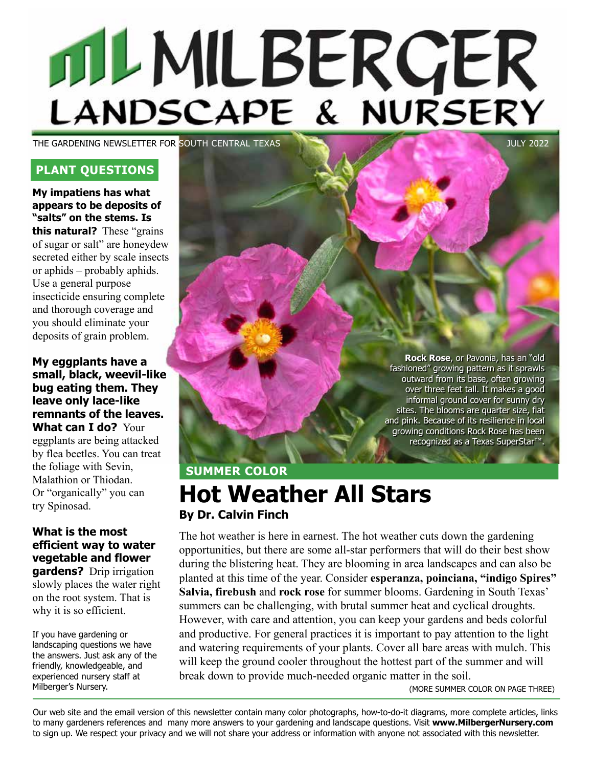# MILBERGER LANDSCAPE & NURSERY

THE GARDENING NEWSLETTER FOR SOUTH CENTRAL TEXAS

JULY 2022

## PLANT QUESTIONS

**My impatiens has what appears to be deposits of "salts" on the stems. Is this natural?** These "grains of sugar or salt" are honeydew secreted either by scale insects or aphids – probably aphids. Use a general purpose insecticide ensuring complete and thorough coverage and you should eliminate your deposits of grain problem.

**My eggplants have a small, black, weevil-like bug eating them. They leave only lace-like remnants of the leaves. What can I do?** Your eggplants are being attacked by flea beetles. You can treat the foliage with Sevin, Malathion or Thiodan. Or "organically" you can try Spinosad.

**What is the most efficient way to water vegetable and flower gardens?** Drip irrigation slowly places the water right on the root system. That is why it is so efficient.

If you have gardening or landscaping questions we have the answers. Just ask any of the friendly, knowledgeable, and experienced nursery staff at Milberger's Nursery.

**Rock Rose**, or Pavonia, has an "old fashioned" growing pattern as it sprawls outward from its base, often growing over three feet tall. It makes a good informal ground cover for sunny dry sites. The blooms are quarter size, flat and pink. Because of its resilience in local growing conditions Rock Rose has been recognized as a Texas SuperStar™.

## SUMMER COLOR

# Hot Weather All Stars

**By Dr. Calvin Finch**

The hot weather is here in earnest. The hot weather cuts down the gardening opportunities, but there are some all-star performers that will do their best show during the blistering heat. They are blooming in area landscapes and can also be planted at this time of the year. Consider **esperanza, poinciana, "indigo Spires" Salvia, firebush** and **rock rose** for summer blooms. Gardening in South Texas' summers can be challenging, with brutal summer heat and cyclical droughts. However, with care and attention, you can keep your gardens and beds colorful and productive. For general practices it is important to pay attention to the light and watering requirements of your plants. Cover all bare areas with mulch. This will keep the ground cooler throughout the hottest part of the summer and will break down to provide much-needed organic matter in the soil.

(MORE SUMMER COLOR ON PAGE THREE)

Our web site and the email version of this newsletter contain many color photographs, how-to-do-it diagrams, more complete articles, links to many gardeners references and many more answers to your gardening and landscape questions. Visit **www.MilbergerNursery.com** to sign up. We respect your privacy and we will not share your address or information with anyone not associated with this newsletter.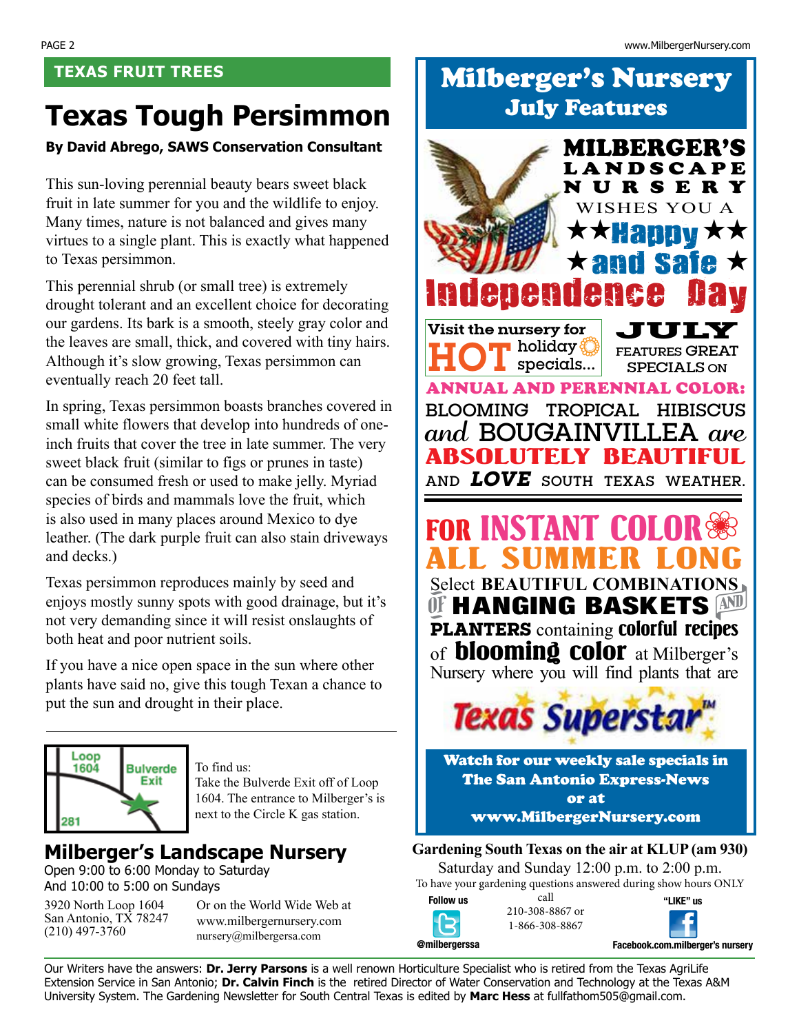TEXAS FRUIT TREES

# Texas Tough Persimmon

**By David Abrego, SAWS Conservation Consultant**

This sun-loving perennial beauty bears sweet black fruit in late summer for you and the wildlife to enjoy. Many times, nature is not balanced and gives many virtues to a single plant. This is exactly what happened to Texas persimmon.

This perennial shrub (or small tree) is extremely drought tolerant and an excellent choice for decorating our gardens. Its bark is a smooth, steely gray color and the leaves are small, thick, and covered with tiny hairs. Although it's slow growing, Texas persimmon can eventually reach 20 feet tall.

In spring, Texas persimmon boasts branches covered in small white flowers that develop into hundreds of one-inch fruits that cover the tree in late summer. The very sweet black fruit (similar to figs or prunes in taste) can be consumed fresh or used to make jelly. Myriad species of birds and mammals love the fruit, which is also used in many places around Mexico to dye leather. (The dark purple fruit can also stain driveways and decks.)

Texas persimmon reproduces mainly by seed and enjoys mostly sunny spots with good drainage, but it's not very demanding since it will resist onslaughts of both heat and poor nutrient soils.

If you have a nice open space in the sun where other plants have said no, give this tough Texan a chance to put the sun and drought in their place.

Loop 1604 | Bulverde Exit | 281

To find us:
Take the Bulverde Exit off of Loop 1604. The entrance to Milberger's is next to the Circle K gas station.

## Milberger's Landscape Nursery

Open 9:00 to 6:00 Monday to Saturday
And 10:00 to 5:00 on Sundays

3920 North Loop 1604
San Antonio, TX 78247
(210) 497-3760

Or on the World Wide Web at
www.milbergernursery.com
nursery@milbergersa.com

## Milberger's Nursery July Features

MILBERGER'S LANDSCAPE NURSERY WISHES YOU A ★★Happy★★ ★and Safe★ Independence Day

Visit the nursery for HOT holiday specials...

JULY FEATURES GREAT SPECIALS ON

ANNUAL AND PERENNIAL COLOR: BLOOMING TROPICAL HIBISCUS *and* BOUGAINVILLEA *are* ABSOLUTELY BEAUTIFUL AND ***LOVE*** SOUTH TEXAS WEATHER.

FOR INSTANT COLOR ALL SUMMER LONG

Select **BEAUTIFUL COMBINATIONS** OF **HANGING BASKETS** AND **PLANTERS** containing **colorful recipes** of **blooming color** at Milberger's Nursery where you will find plants that are Texas Superstar™

**Watch for our weekly sale specials in The San Antonio Express-News or at www.MilbergerNursery.com**

**Gardening South Texas on the air at KLUP (am 930)**
Saturday and Sunday 12:00 p.m. to 2:00 p.m.
To have your gardening questions answered during show hours ONLY call 210-308-8867 or 1-866-308-8867

Follow us @milbergerssa

"LIKE" us Facebook.com.milberger's nursery

Our Writers have the answers: **Dr. Jerry Parsons** is a well renown Horticulture Specialist who is retired from the Texas AgriLife Extension Service in San Antonio; **Dr. Calvin Finch** is the retired Director of Water Conservation and Technology at the Texas A&M University System. The Gardening Newsletter for South Central Texas is edited by **Marc Hess** at fullfathom505@gmail.com.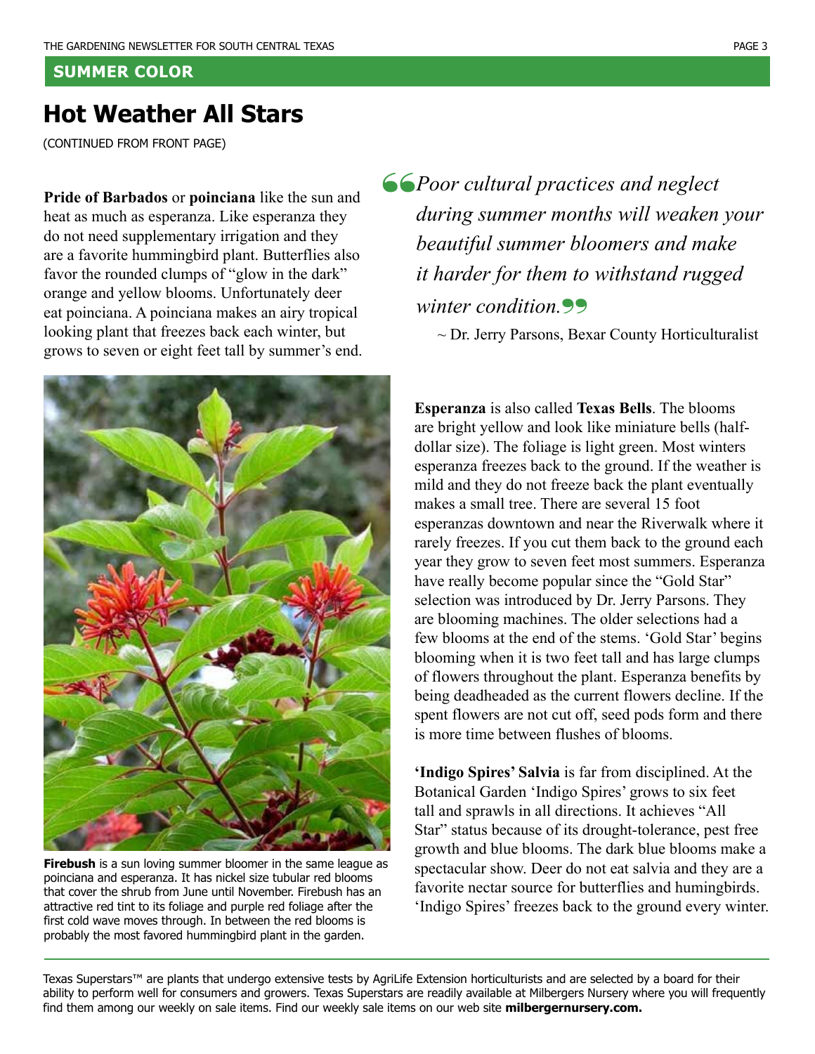## SUMMER COLOR

# Hot Weather All Stars

(CONTINUED FROM FRONT PAGE)

**Pride of Barbados** or **poinciana** like the sun and heat as much as esperanza. Like esperanza they do not need supplementary irrigation and they are a favorite hummingbird plant. Butterflies also favor the rounded clumps of "glow in the dark" orange and yellow blooms. Unfortunately deer eat poinciana. A poinciana makes an airy tropical looking plant that freezes back each winter, but grows to seven or eight feet tall by summer's end.

> *"Poor cultural practices and neglect during summer months will weaken your beautiful summer bloomers and make it harder for them to withstand rugged winter condition."*
>
> ~ Dr. Jerry Parsons, Bexar County Horticulturalist

**Firebush** is a sun loving summer bloomer in the same league as poinciana and esperanza. It has nickel size tubular red blooms that cover the shrub from June until November. Firebush has an attractive red tint to its foliage and purple red foliage after the first cold wave moves through. In between the red blooms is probably the most favored hummingbird plant in the garden.

**Esperanza** is also called **Texas Bells**. The blooms are bright yellow and look like miniature bells (half-dollar size). The foliage is light green. Most winters esperanza freezes back to the ground. If the weather is mild and they do not freeze back the plant eventually makes a small tree. There are several 15 foot esperanzas downtown and near the Riverwalk where it rarely freezes. If you cut them back to the ground each year they grow to seven feet most summers. Esperanza have really become popular since the "Gold Star" selection was introduced by Dr. Jerry Parsons. They are blooming machines. The older selections had a few blooms at the end of the stems. 'Gold Star' begins blooming when it is two feet tall and has large clumps of flowers throughout the plant. Esperanza benefits by being deadheaded as the current flowers decline. If the spent flowers are not cut off, seed pods form and there is more time between flushes of blooms.

**'Indigo Spires' Salvia** is far from disciplined. At the Botanical Garden 'Indigo Spires' grows to six feet tall and sprawls in all directions. It achieves "All Star" status because of its drought-tolerance, pest free growth and blue blooms. The dark blue blooms make a spectacular show. Deer do not eat salvia and they are a favorite nectar source for butterflies and humingbirds. 'Indigo Spires' freezes back to the ground every winter.

---

Texas Superstars™ are plants that undergo extensive tests by AgriLife Extension horticulturists and are selected by a board for their ability to perform well for consumers and growers. Texas Superstars are readily available at Milbergers Nursery where you will frequently find them among our weekly on sale items. Find our weekly sale items on our web site **milbergernursery.com.**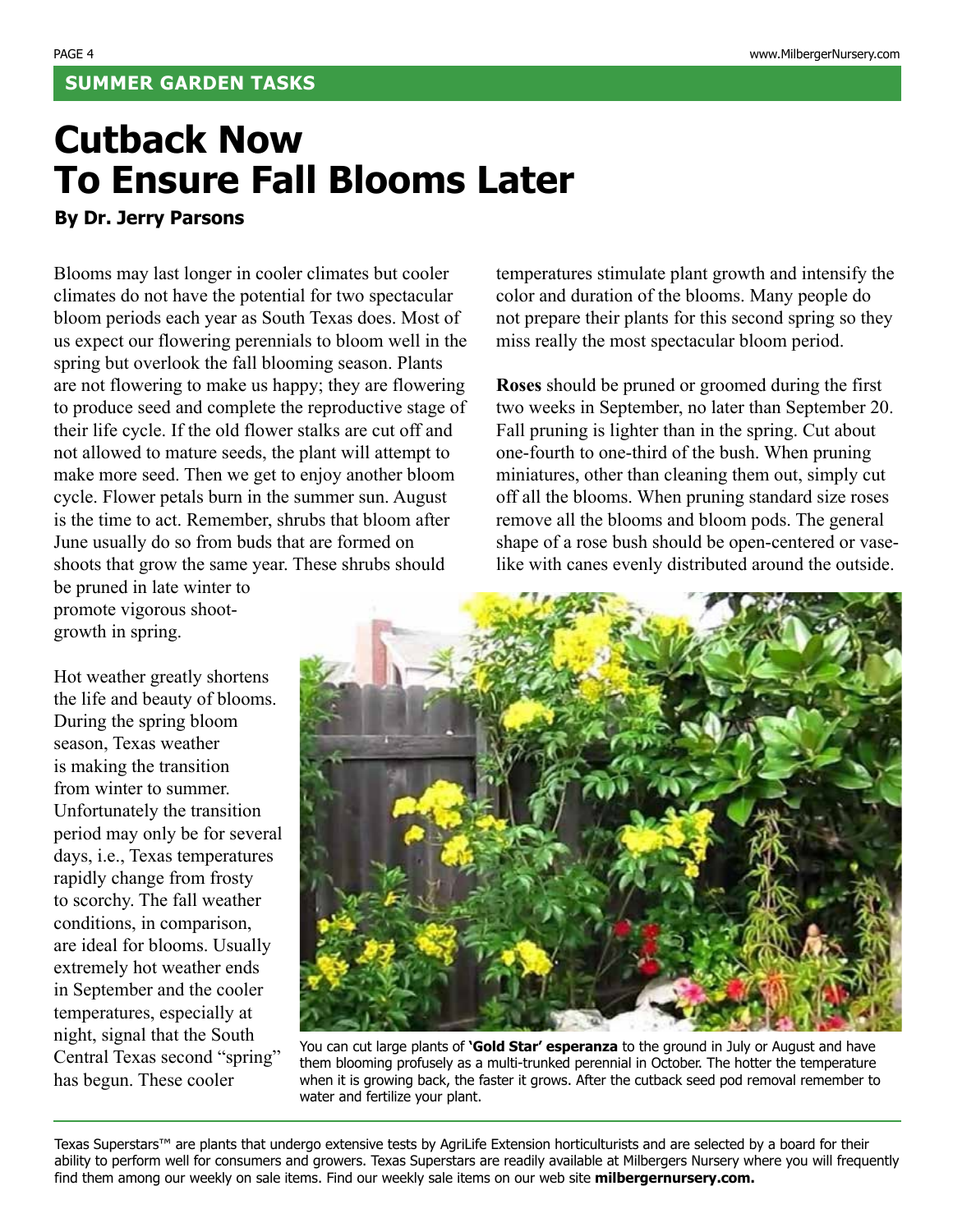## SUMMER GARDEN TASKS

# Cutback Now To Ensure Fall Blooms Later

**By Dr. Jerry Parsons**

Blooms may last longer in cooler climates but cooler climates do not have the potential for two spectacular bloom periods each year as South Texas does. Most of us expect our flowering perennials to bloom well in the spring but overlook the fall blooming season. Plants are not flowering to make us happy; they are flowering to produce seed and complete the reproductive stage of their life cycle. If the old flower stalks are cut off and not allowed to mature seeds, the plant will attempt to make more seed. Then we get to enjoy another bloom cycle. Flower petals burn in the summer sun. August is the time to act. Remember, shrubs that bloom after June usually do so from buds that are formed on shoots that grow the same year. These shrubs should be pruned in late winter to promote vigorous shoot-growth in spring.

Hot weather greatly shortens the life and beauty of blooms. During the spring bloom season, Texas weather is making the transition from winter to summer. Unfortunately the transition period may only be for several days, i.e., Texas temperatures rapidly change from frosty to scorchy. The fall weather conditions, in comparison, are ideal for blooms. Usually extremely hot weather ends in September and the cooler temperatures, especially at night, signal that the South Central Texas second "spring" has begun. These cooler temperatures stimulate plant growth and intensify the color and duration of the blooms. Many people do not prepare their plants for this second spring so they miss really the most spectacular bloom period.

**Roses** should be pruned or groomed during the first two weeks in September, no later than September 20. Fall pruning is lighter than in the spring. Cut about one-fourth to one-third of the bush. When pruning miniatures, other than cleaning them out, simply cut off all the blooms. When pruning standard size roses remove all the blooms and bloom pods. The general shape of a rose bush should be open-centered or vase-like with canes evenly distributed around the outside.

You can cut large plants of **'Gold Star' esperanza** to the ground in July or August and have them blooming profusely as a multi-trunked perennial in October. The hotter the temperature when it is growing back, the faster it grows. After the cutback seed pod removal remember to water and fertilize your plant.

---

Texas Superstars™ are plants that undergo extensive tests by AgriLife Extension horticulturists and are selected by a board for their ability to perform well for consumers and growers. Texas Superstars are readily available at Milbergers Nursery where you will frequently find them among our weekly on sale items. Find our weekly sale items on our web site **milbergernursery.com.**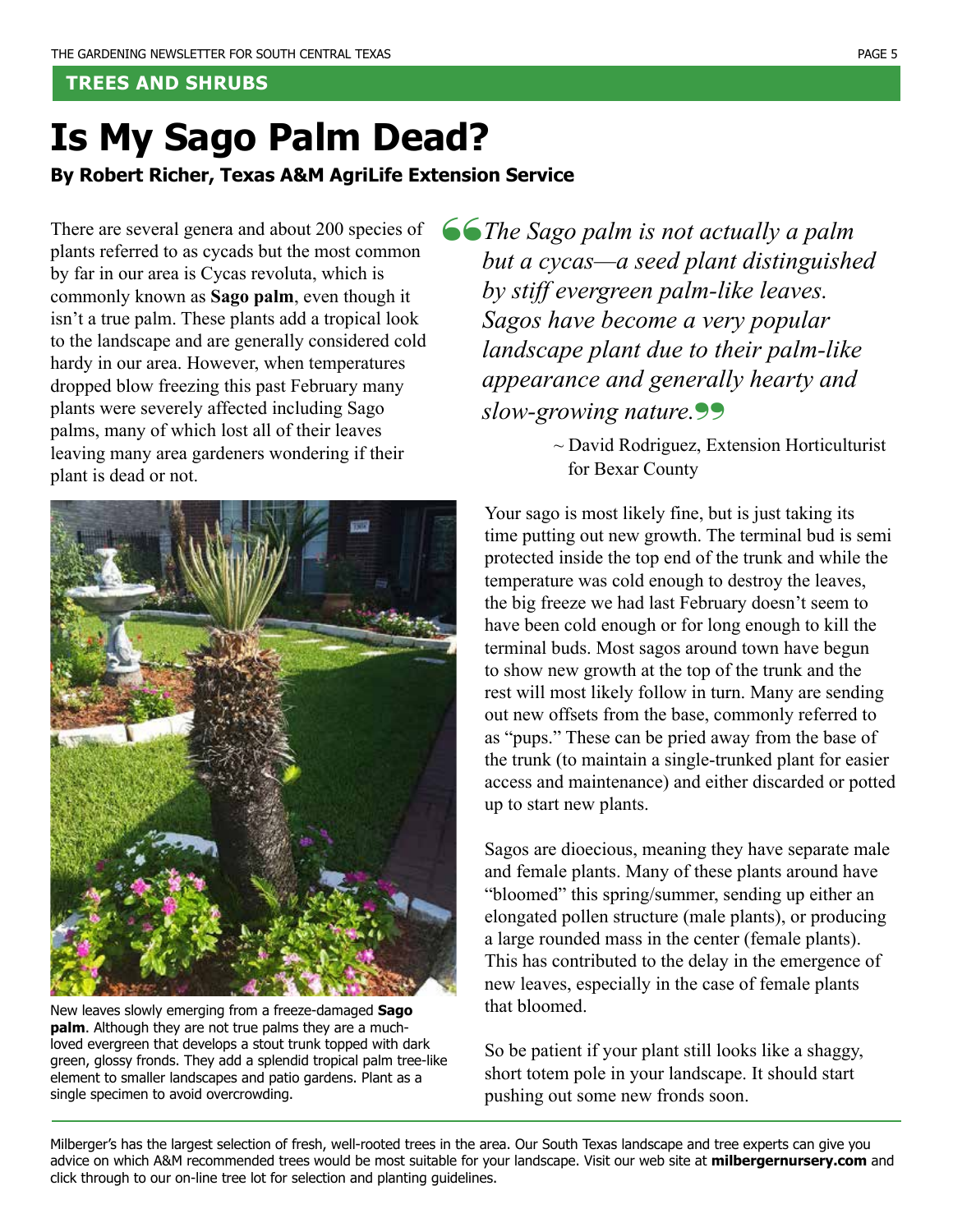## TREES AND SHRUBS

# Is My Sago Palm Dead?

**By Robert Richer, Texas A&M AgriLife Extension Service**

There are several genera and about 200 species of plants referred to as cycads but the most common by far in our area is Cycas revoluta, which is commonly known as **Sago palm**, even though it isn't a true palm. These plants add a tropical look to the landscape and are generally considered cold hardy in our area. However, when temperatures dropped blow freezing this past February many plants were severely affected including Sago palms, many of which lost all of their leaves leaving many area gardeners wondering if their plant is dead or not.

New leaves slowly emerging from a freeze-damaged **Sago palm**. Although they are not true palms they are a much-loved evergreen that develops a stout trunk topped with dark green, glossy fronds. They add a splendid tropical palm tree-like element to smaller landscapes and patio gardens. Plant as a single specimen to avoid overcrowding.

> *"The Sago palm is not actually a palm but a cycas—a seed plant distinguished by stiff evergreen palm-like leaves. Sagos have become a very popular landscape plant due to their palm-like appearance and generally hearty and slow-growing nature."*
>
> ~ David Rodriguez, Extension Horticulturist for Bexar County

Your sago is most likely fine, but is just taking its time putting out new growth. The terminal bud is semi protected inside the top end of the trunk and while the temperature was cold enough to destroy the leaves, the big freeze we had last February doesn't seem to have been cold enough or for long enough to kill the terminal buds. Most sagos around town have begun to show new growth at the top of the trunk and the rest will most likely follow in turn. Many are sending out new offsets from the base, commonly referred to as "pups." These can be pried away from the base of the trunk (to maintain a single-trunked plant for easier access and maintenance) and either discarded or potted up to start new plants.

Sagos are dioecious, meaning they have separate male and female plants. Many of these plants around have "bloomed" this spring/summer, sending up either an elongated pollen structure (male plants), or producing a large rounded mass in the center (female plants). This has contributed to the delay in the emergence of new leaves, especially in the case of female plants that bloomed.

So be patient if your plant still looks like a shaggy, short totem pole in your landscape. It should start pushing out some new fronds soon.

---

Milberger's has the largest selection of fresh, well-rooted trees in the area. Our South Texas landscape and tree experts can give you advice on which A&M recommended trees would be most suitable for your landscape. Visit our web site at **milbergernursery.com** and click through to our on-line tree lot for selection and planting guidelines.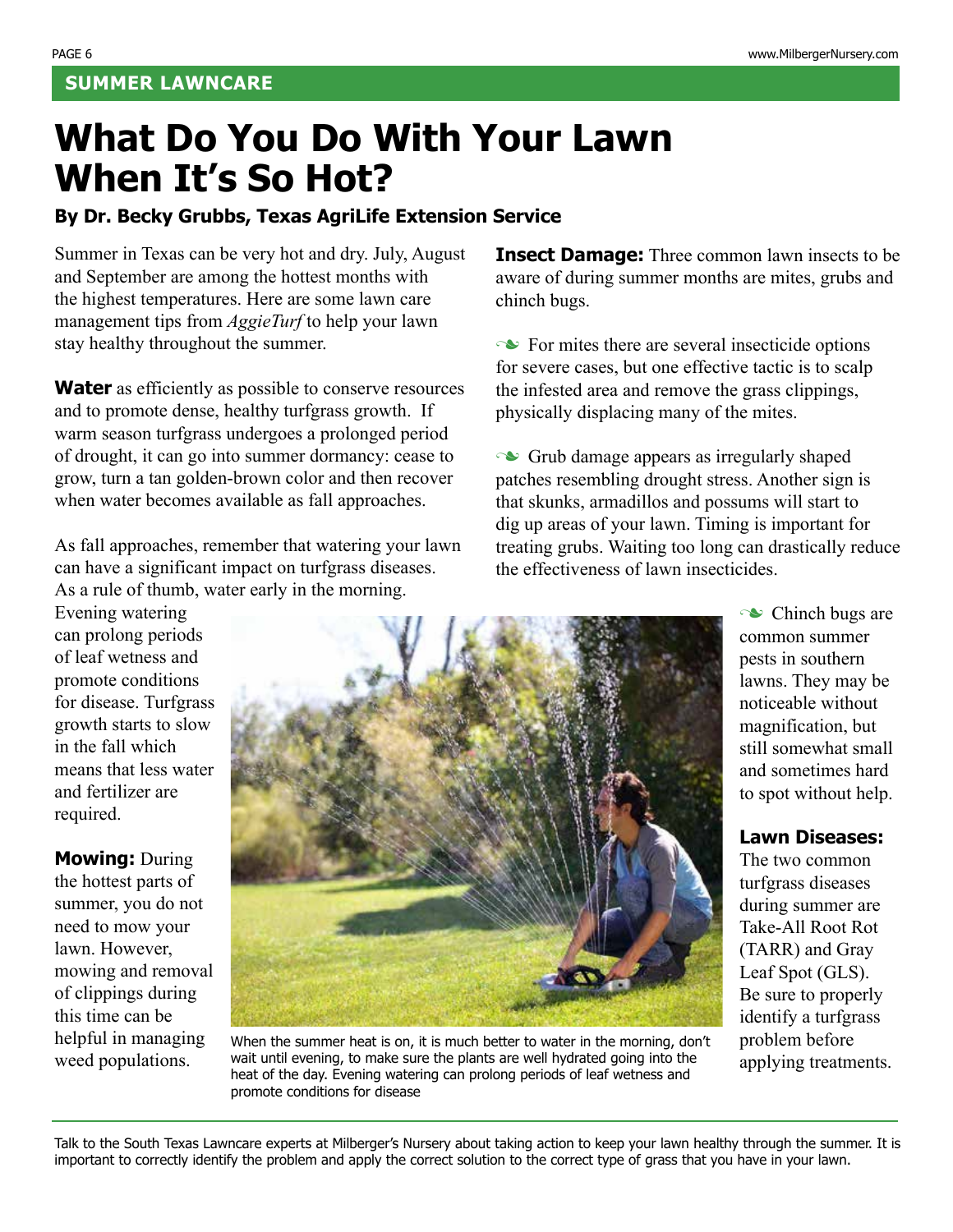## SUMMER LAWNCARE

# What Do You Do With Your Lawn When It's So Hot?

**By Dr. Becky Grubbs, Texas AgriLife Extension Service**

Summer in Texas can be very hot and dry. July, August and September are among the hottest months with the highest temperatures. Here are some lawn care management tips from *AggieTurf* to help your lawn stay healthy throughout the summer.

**Water** as efficiently as possible to conserve resources and to promote dense, healthy turfgrass growth. If warm season turfgrass undergoes a prolonged period of drought, it can go into summer dormancy: cease to grow, turn a tan golden-brown color and then recover when water becomes available as fall approaches.

As fall approaches, remember that watering your lawn can have a significant impact on turfgrass diseases. As a rule of thumb, water early in the morning. Evening watering can prolong periods of leaf wetness and promote conditions for disease. Turfgrass growth starts to slow in the fall which means that less water and fertilizer are required.

**Mowing:** During the hottest parts of summer, you do not need to mow your lawn. However, mowing and removal of clippings during this time can be helpful in managing weed populations.

When the summer heat is on, it is much better to water in the morning, don't wait until evening, to make sure the plants are well hydrated going into the heat of the day. Evening watering can prolong periods of leaf wetness and promote conditions for disease

**Insect Damage:** Three common lawn insects to be aware of during summer months are mites, grubs and chinch bugs.

- For mites there are several insecticide options for severe cases, but one effective tactic is to scalp the infested area and remove the grass clippings, physically displacing many of the mites.
- Grub damage appears as irregularly shaped patches resembling drought stress. Another sign is that skunks, armadillos and possums will start to dig up areas of your lawn. Timing is important for treating grubs. Waiting too long can drastically reduce the effectiveness of lawn insecticides.
- Chinch bugs are common summer pests in southern lawns. They may be noticeable without magnification, but still somewhat small and sometimes hard to spot without help.

**Lawn Diseases:** The two common turfgrass diseases during summer are Take-All Root Rot (TARR) and Gray Leaf Spot (GLS). Be sure to properly identify a turfgrass problem before applying treatments.

---

Talk to the South Texas Lawncare experts at Milberger's Nursery about taking action to keep your lawn healthy through the summer. It is important to correctly identify the problem and apply the correct solution to the correct type of grass that you have in your lawn.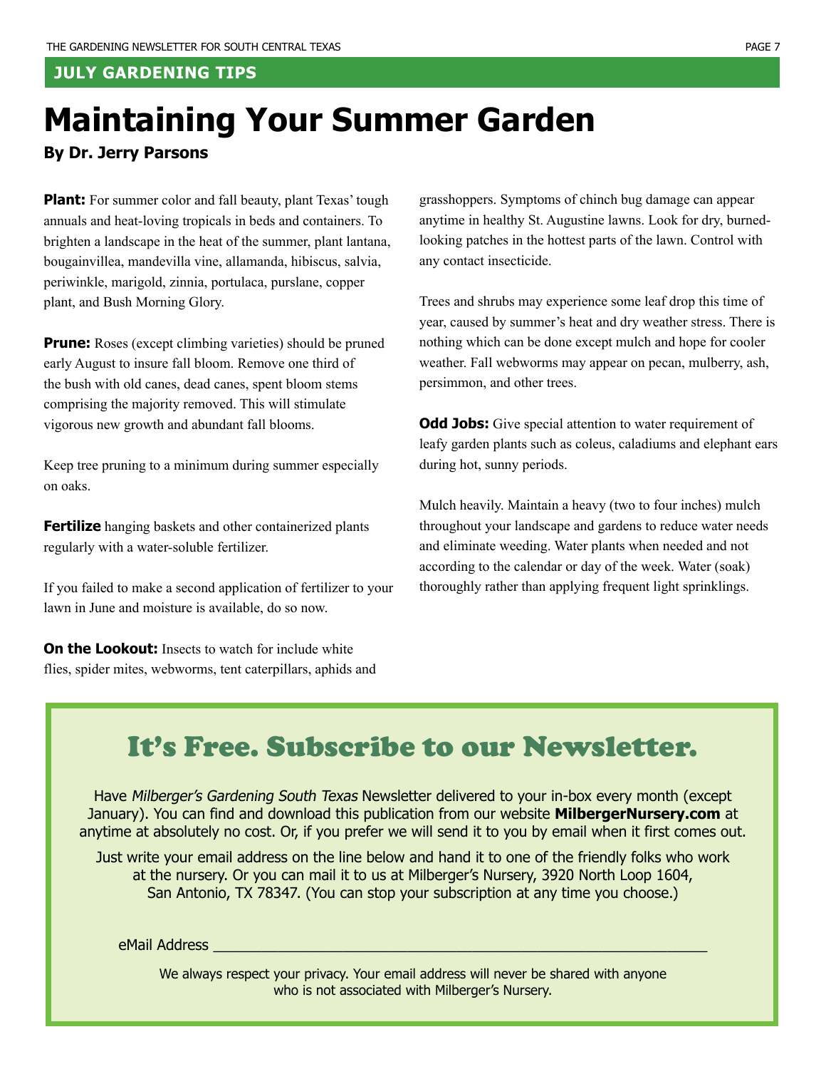JULY GARDENING TIPS

# Maintaining Your Summer Garden

**By Dr. Jerry Parsons**

**Plant:** For summer color and fall beauty, plant Texas' tough annuals and heat-loving tropicals in beds and containers. To brighten a landscape in the heat of the summer, plant lantana, bougainvillea, mandevilla vine, allamanda, hibiscus, salvia, periwinkle, marigold, zinnia, portulaca, purslane, copper plant, and Bush Morning Glory.

**Prune:** Roses (except climbing varieties) should be pruned early August to insure fall bloom. Remove one third of the bush with old canes, dead canes, spent bloom stems comprising the majority removed. This will stimulate vigorous new growth and abundant fall blooms.

Keep tree pruning to a minimum during summer especially on oaks.

**Fertilize** hanging baskets and other containerized plants regularly with a water-soluble fertilizer.

If you failed to make a second application of fertilizer to your lawn in June and moisture is available, do so now.

**On the Lookout:** Insects to watch for include white flies, spider mites, webworms, tent caterpillars, aphids and grasshoppers. Symptoms of chinch bug damage can appear anytime in healthy St. Augustine lawns. Look for dry, burned-looking patches in the hottest parts of the lawn. Control with any contact insecticide.

Trees and shrubs may experience some leaf drop this time of year, caused by summer's heat and dry weather stress. There is nothing which can be done except mulch and hope for cooler weather. Fall webworms may appear on pecan, mulberry, ash, persimmon, and other trees.

**Odd Jobs:** Give special attention to water requirement of leafy garden plants such as coleus, caladiums and elephant ears during hot, sunny periods.

Mulch heavily. Maintain a heavy (two to four inches) mulch throughout your landscape and gardens to reduce water needs and eliminate weeding. Water plants when needed and not according to the calendar or day of the week. Water (soak) thoroughly rather than applying frequent light sprinklings.

## It's Free. Subscribe to our Newsletter.

Have *Milberger's Gardening South Texas* Newsletter delivered to your in-box every month (except January). You can find and download this publication from our website **MilbergerNursery.com** at anytime at absolutely no cost. Or, if you prefer we will send it to you by email when it first comes out.

Just write your email address on the line below and hand it to one of the friendly folks who work at the nursery. Or you can mail it to us at Milberger's Nursery, 3920 North Loop 1604, San Antonio, TX 78347. (You can stop your subscription at any time you choose.)

eMail Address ____________________________________________

We always respect your privacy. Your email address will never be shared with anyone who is not associated with Milberger's Nursery.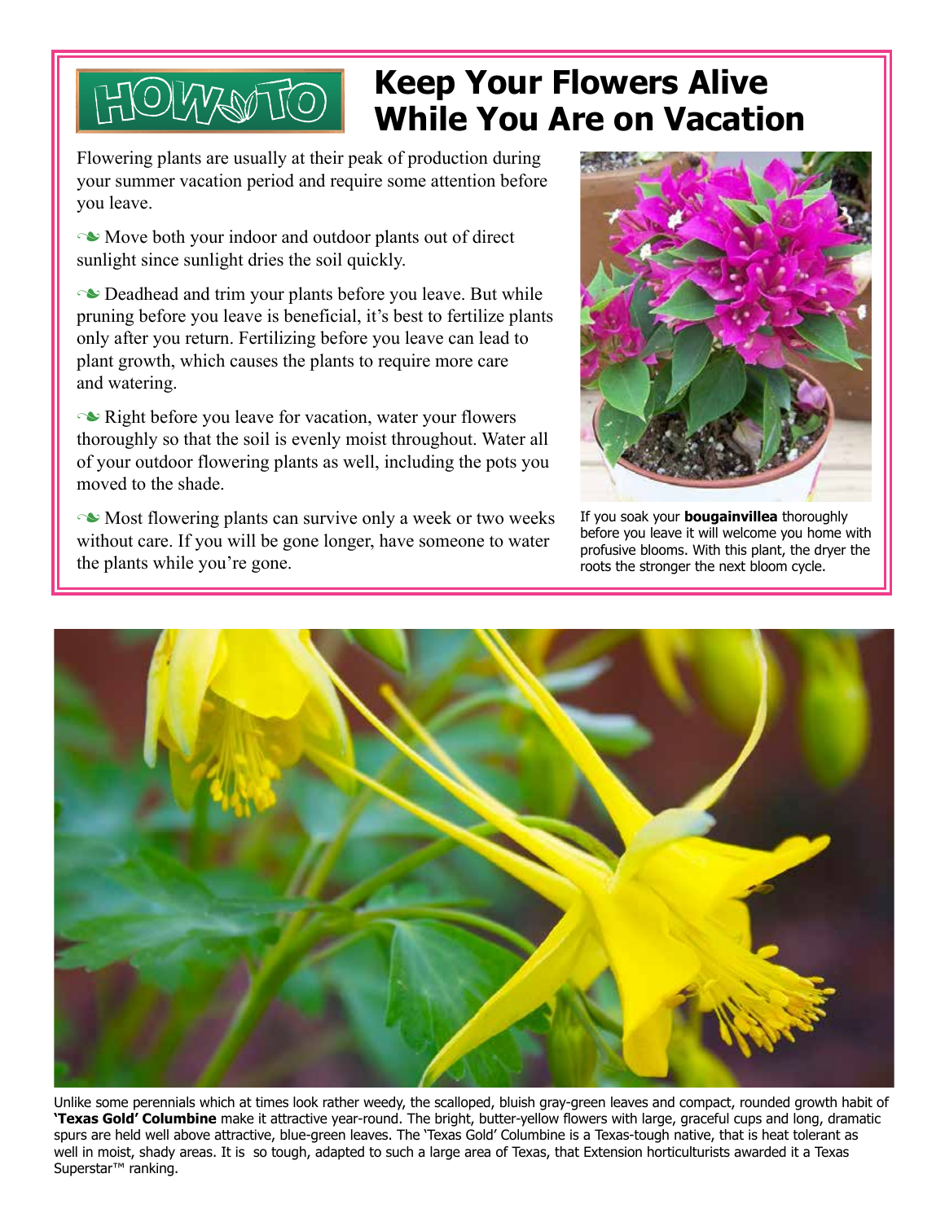HOW TO

# Keep Your Flowers Alive While You Are on Vacation

Flowering plants are usually at their peak of production during your summer vacation period and require some attention before you leave.

❧ Move both your indoor and outdoor plants out of direct sunlight since sunlight dries the soil quickly.

❧ Deadhead and trim your plants before you leave. But while pruning before you leave is beneficial, it's best to fertilize plants only after you return. Fertilizing before you leave can lead to plant growth, which causes the plants to require more care and watering.

❧ Right before you leave for vacation, water your flowers thoroughly so that the soil is evenly moist throughout. Water all of your outdoor flowering plants as well, including the pots you moved to the shade.

❧ Most flowering plants can survive only a week or two weeks without care. If you will be gone longer, have someone to water the plants while you're gone.

If you soak your **bougainvillea** thoroughly before you leave it will welcome you home with profusive blooms. With this plant, the dryer the roots the stronger the next bloom cycle.

Unlike some perennials which at times look rather weedy, the scalloped, bluish gray-green leaves and compact, rounded growth habit of **'Texas Gold' Columbine** make it attractive year-round. The bright, butter-yellow flowers with large, graceful cups and long, dramatic spurs are held well above attractive, blue-green leaves. The 'Texas Gold' Columbine is a Texas-tough native, that is heat tolerant as well in moist, shady areas. It is so tough, adapted to such a large area of Texas, that Extension horticulturists awarded it a Texas Superstar™ ranking.